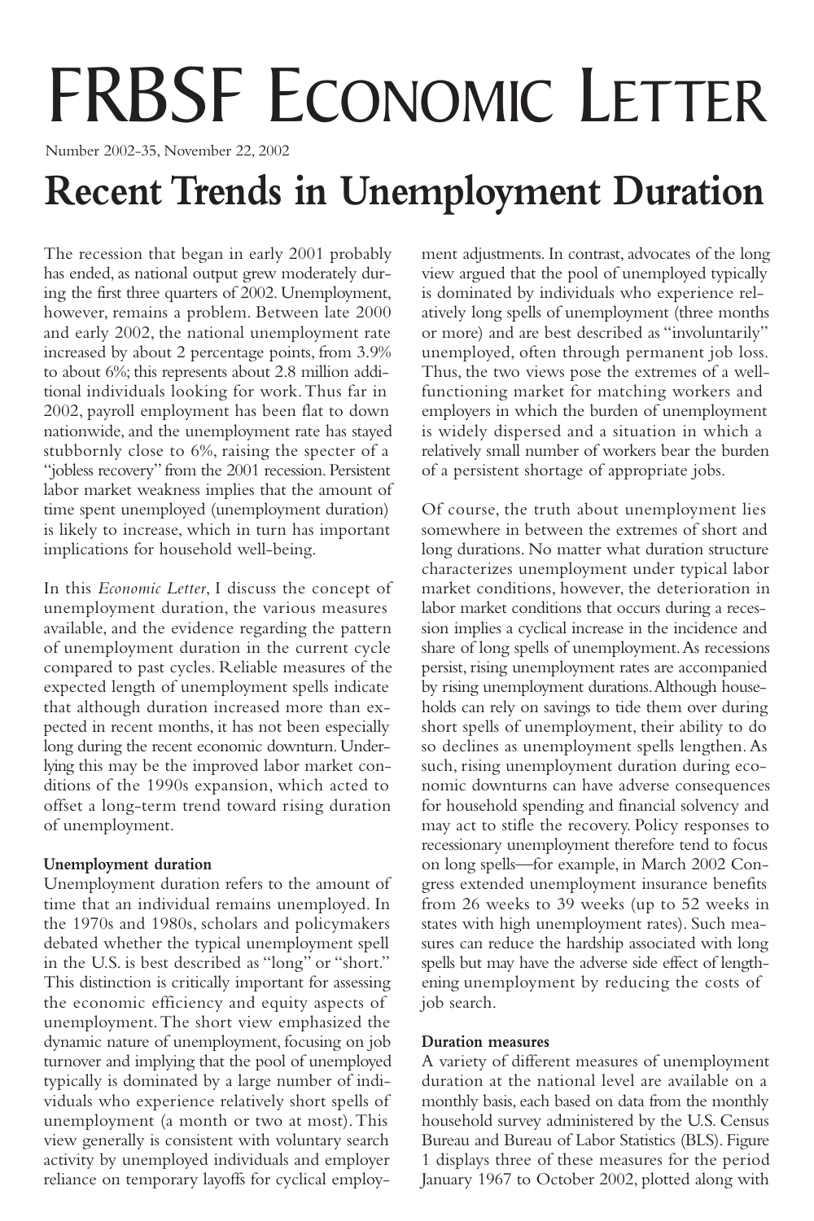# FRBSF Economic Letter

Number 2002-35, November 22, 2002

# Recent Trends in Unemployment Duration

The recession that began in early 2001 probably has ended, as national output grew moderately during the first three quarters of 2002. Unemployment, however, remains a problem. Between late 2000 and early 2002, the national unemployment rate increased by about 2 percentage points, from 3.9% to about 6%; this represents about 2.8 million additional individuals looking for work. Thus far in 2002, payroll employment has been flat to down nationwide, and the unemployment rate has stayed stubbornly close to 6%, raising the specter of a "jobless recovery" from the 2001 recession. Persistent labor market weakness implies that the amount of time spent unemployed (unemployment duration) is likely to increase, which in turn has important implications for household well-being.

In this *Economic Letter*, I discuss the concept of unemployment duration, the various measures available, and the evidence regarding the pattern of unemployment duration in the current cycle compared to past cycles. Reliable measures of the expected length of unemployment spells indicate that although duration increased more than expected in recent months, it has not been especially long during the recent economic downturn. Underlying this may be the improved labor market conditions of the 1990s expansion, which acted to offset a long-term trend toward rising duration of unemployment.

**Unemployment duration**

Unemployment duration refers to the amount of time that an individual remains unemployed. In the 1970s and 1980s, scholars and policymakers debated whether the typical unemployment spell in the U.S. is best described as "long" or "short." This distinction is critically important for assessing the economic efficiency and equity aspects of unemployment. The short view emphasized the dynamic nature of unemployment, focusing on job turnover and implying that the pool of unemployed typically is dominated by a large number of individuals who experience relatively short spells of unemployment (a month or two at most). This view generally is consistent with voluntary search activity by unemployed individuals and employer reliance on temporary layoffs for cyclical employment adjustments. In contrast, advocates of the long view argued that the pool of unemployed typically is dominated by individuals who experience relatively long spells of unemployment (three months or more) and are best described as "involuntarily" unemployed, often through permanent job loss. Thus, the two views pose the extremes of a well-functioning market for matching workers and employers in which the burden of unemployment is widely dispersed and a situation in which a relatively small number of workers bear the burden of a persistent shortage of appropriate jobs.

Of course, the truth about unemployment lies somewhere in between the extremes of short and long durations. No matter what duration structure characterizes unemployment under typical labor market conditions, however, the deterioration in labor market conditions that occurs during a recession implies a cyclical increase in the incidence and share of long spells of unemployment. As recessions persist, rising unemployment rates are accompanied by rising unemployment durations. Although households can rely on savings to tide them over during short spells of unemployment, their ability to do so declines as unemployment spells lengthen. As such, rising unemployment duration during economic downturns can have adverse consequences for household spending and financial solvency and may act to stifle the recovery. Policy responses to recessionary unemployment therefore tend to focus on long spells—for example, in March 2002 Congress extended unemployment insurance benefits from 26 weeks to 39 weeks (up to 52 weeks in states with high unemployment rates). Such measures can reduce the hardship associated with long spells but may have the adverse side effect of lengthening unemployment by reducing the costs of job search.

**Duration measures**

A variety of different measures of unemployment duration at the national level are available on a monthly basis, each based on data from the monthly household survey administered by the U.S. Census Bureau and Bureau of Labor Statistics (BLS). Figure 1 displays three of these measures for the period January 1967 to October 2002, plotted along with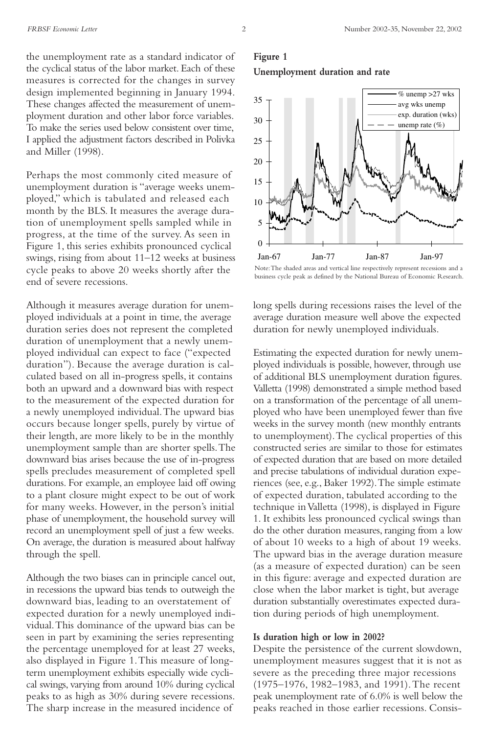the unemployment rate as a standard indicator of the cyclical status of the labor market. Each of these measures is corrected for the changes in survey design implemented beginning in January 1994. These changes affected the measurement of unemployment duration and other labor force variables. To make the series used below consistent over time, I applied the adjustment factors described in Polivka and Miller (1998).

Perhaps the most commonly cited measure of unemployment duration is "average weeks unemployed," which is tabulated and released each month by the BLS. It measures the average duration of unemployment spells sampled while in progress, at the time of the survey. As seen in Figure 1, this series exhibits pronounced cyclical swings, rising from about 11–12 weeks at business cycle peaks to above 20 weeks shortly after the end of severe recessions.

Although it measures average duration for unemployed individuals at a point in time, the average duration series does not represent the completed duration of unemployment that a newly unemployed individual can expect to face ("expected duration"). Because the average duration is calculated based on all in-progress spells, it contains both an upward and a downward bias with respect to the measurement of the expected duration for a newly unemployed individual. The upward bias occurs because longer spells, purely by virtue of their length, are more likely to be in the monthly unemployment sample than are shorter spells. The downward bias arises because the use of in-progress spells precludes measurement of completed spell durations. For example, an employee laid off owing to a plant closure might expect to be out of work for many weeks. However, in the person's initial phase of unemployment, the household survey will record an unemployment spell of just a few weeks. On average, the duration is measured about halfway through the spell.

Although the two biases can in principle cancel out, in recessions the upward bias tends to outweigh the downward bias, leading to an overstatement of expected duration for a newly unemployed individual. This dominance of the upward bias can be seen in part by examining the series representing the percentage unemployed for at least 27 weeks, also displayed in Figure 1. This measure of long-term unemployment exhibits especially wide cyclical swings, varying from around 10% during cyclical peaks to as high as 30% during severe recessions. The sharp increase in the measured incidence of long spells during recessions raises the level of the average duration measure well above the expected duration for newly unemployed individuals.

**Figure 1**

**Unemployment duration and rate**

Note: The shaded areas and vertical line respectively represent recessions and a business cycle peak as defined by the National Bureau of Economic Research.

Estimating the expected duration for newly unemployed individuals is possible, however, through use of additional BLS unemployment duration figures. Valletta (1998) demonstrated a simple method based on a transformation of the percentage of all unemployed who have been unemployed fewer than five weeks in the survey month (new monthly entrants to unemployment). The cyclical properties of this constructed series are similar to those for estimates of expected duration that are based on more detailed and precise tabulations of individual duration experiences (see, e.g., Baker 1992). The simple estimate of expected duration, tabulated according to the technique in Valletta (1998), is displayed in Figure 1. It exhibits less pronounced cyclical swings than do the other duration measures, ranging from a low of about 10 weeks to a high of about 19 weeks. The upward bias in the average duration measure (as a measure of expected duration) can be seen in this figure: average and expected duration are close when the labor market is tight, but average duration substantially overestimates expected duration during periods of high unemployment.

**Is duration high or low in 2002?**

Despite the persistence of the current slowdown, unemployment measures suggest that it is not as severe as the preceding three major recessions (1975–1976, 1982–1983, and 1991). The recent peak unemployment rate of 6.0% is well below the peaks reached in those earlier recessions. Consis-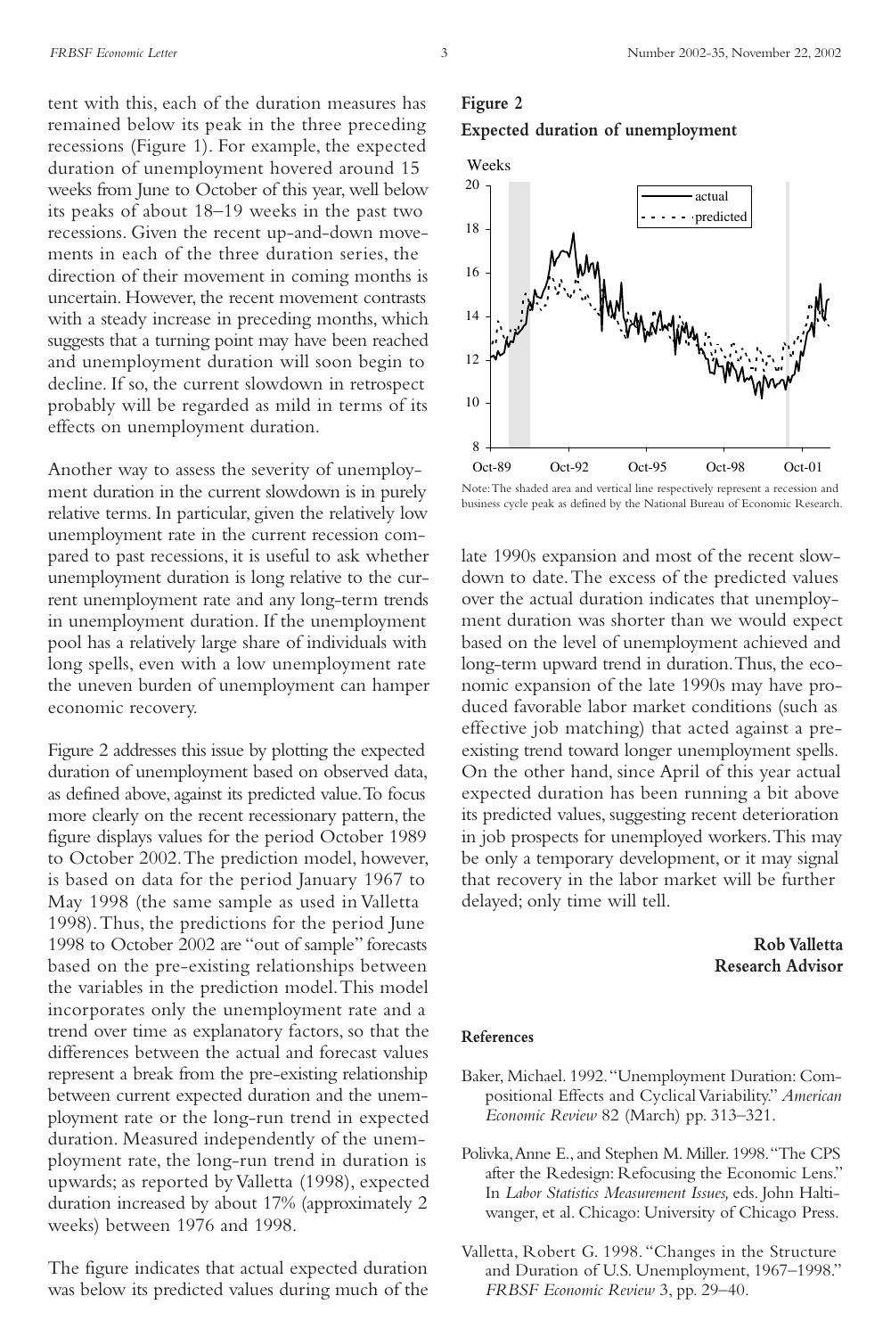tent with this, each of the duration measures has remained below its peak in the three preceding recessions (Figure 1). For example, the expected duration of unemployment hovered around 15 weeks from June to October of this year, well below its peaks of about 18–19 weeks in the past two recessions. Given the recent up-and-down movements in each of the three duration series, the direction of their movement in coming months is uncertain. However, the recent movement contrasts with a steady increase in preceding months, which suggests that a turning point may have been reached and unemployment duration will soon begin to decline. If so, the current slowdown in retrospect probably will be regarded as mild in terms of its effects on unemployment duration.

Another way to assess the severity of unemployment duration in the current slowdown is in purely relative terms. In particular, given the relatively low unemployment rate in the current recession compared to past recessions, it is useful to ask whether unemployment duration is long relative to the current unemployment rate and any long-term trends in unemployment duration. If the unemployment pool has a relatively large share of individuals with long spells, even with a low unemployment rate the uneven burden of unemployment can hamper economic recovery.

Figure 2 addresses this issue by plotting the expected duration of unemployment based on observed data, as defined above, against its predicted value. To focus more clearly on the recent recessionary pattern, the figure displays values for the period October 1989 to October 2002. The prediction model, however, is based on data for the period January 1967 to May 1998 (the same sample as used in Valletta 1998). Thus, the predictions for the period June 1998 to October 2002 are "out of sample" forecasts based on the pre-existing relationships between the variables in the prediction model. This model incorporates only the unemployment rate and a trend over time as explanatory factors, so that the differences between the actual and forecast values represent a break from the pre-existing relationship between current expected duration and the unemployment rate or the long-run trend in expected duration. Measured independently of the unemployment rate, the long-run trend in duration is upwards; as reported by Valletta (1998), expected duration increased by about 17% (approximately 2 weeks) between 1976 and 1998.

The figure indicates that actual expected duration was below its predicted values during much of the

**Figure 2**

**Expected duration of unemployment**

Note: The shaded area and vertical line respectively represent a recession and business cycle peak as defined by the National Bureau of Economic Research.

late 1990s expansion and most of the recent slowdown to date. The excess of the predicted values over the actual duration indicates that unemployment duration was shorter than we would expect based on the level of unemployment achieved and long-term upward trend in duration. Thus, the economic expansion of the late 1990s may have produced favorable labor market conditions (such as effective job matching) that acted against a pre-existing trend toward longer unemployment spells. On the other hand, since April of this year actual expected duration has been running a bit above its predicted values, suggesting recent deterioration in job prospects for unemployed workers. This may be only a temporary development, or it may signal that recovery in the labor market will be further delayed; only time will tell.

**Rob Valletta**
**Research Advisor**

#### References

Baker, Michael. 1992. "Unemployment Duration: Compositional Effects and Cyclical Variability." *American Economic Review* 82 (March) pp. 313–321.

Polivka, Anne E., and Stephen M. Miller. 1998. "The CPS after the Redesign: Refocusing the Economic Lens." In *Labor Statistics Measurement Issues,* eds. John Haltiwanger, et al. Chicago: University of Chicago Press.

Valletta, Robert G. 1998. "Changes in the Structure and Duration of U.S. Unemployment, 1967–1998." *FRBSF Economic Review* 3, pp. 29–40.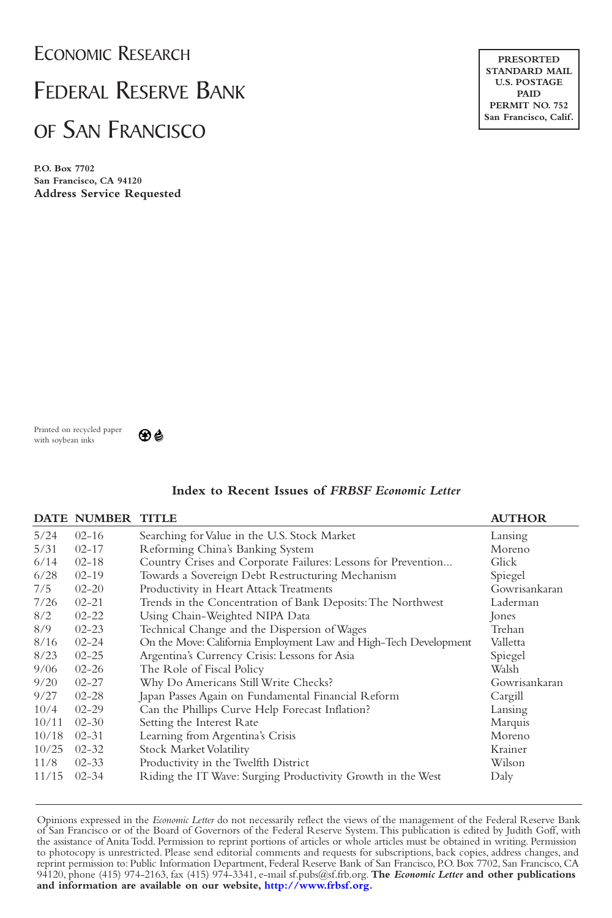# ECONOMIC RESEARCH

# FEDERAL RESERVE BANK OF SAN FRANCISCO

**P.O. Box 7702**
**San Francisco, CA 94120**
**Address Service Requested**

**PRESORTED STANDARD MAIL U.S. POSTAGE PAID PERMIT NO. 752 San Francisco, Calif.**

Printed on recycled paper with soybean inks

## Index to Recent Issues of *FRBSF Economic Letter*

| DATE | NUMBER | TITLE | AUTHOR |
|---|---|---|---|
| 5/24 | 02-16 | Searching for Value in the U.S. Stock Market | Lansing |
| 5/31 | 02-17 | Reforming China's Banking System | Moreno |
| 6/14 | 02-18 | Country Crises and Corporate Failures: Lessons for Prevention... | Glick |
| 6/28 | 02-19 | Towards a Sovereign Debt Restructuring Mechanism | Spiegel |
| 7/5 | 02-20 | Productivity in Heart Attack Treatments | Gowrisankaran |
| 7/26 | 02-21 | Trends in the Concentration of Bank Deposits: The Northwest | Laderman |
| 8/2 | 02-22 | Using Chain-Weighted NIPA Data | Jones |
| 8/9 | 02-23 | Technical Change and the Dispersion of Wages | Trehan |
| 8/16 | 02-24 | On the Move: California Employment Law and High-Tech Development | Valletta |
| 8/23 | 02-25 | Argentina's Currency Crisis: Lessons for Asia | Spiegel |
| 9/06 | 02-26 | The Role of Fiscal Policy | Walsh |
| 9/20 | 02-27 | Why Do Americans Still Write Checks? | Gowrisankaran |
| 9/27 | 02-28 | Japan Passes Again on Fundamental Financial Reform | Cargill |
| 10/4 | 02-29 | Can the Phillips Curve Help Forecast Inflation? | Lansing |
| 10/11 | 02-30 | Setting the Interest Rate | Marquis |
| 10/18 | 02-31 | Learning from Argentina's Crisis | Moreno |
| 10/25 | 02-32 | Stock Market Volatility | Krainer |
| 11/8 | 02-33 | Productivity in the Twelfth District | Wilson |
| 11/15 | 02-34 | Riding the IT Wave: Surging Productivity Growth in the West | Daly |

Opinions expressed in the *Economic Letter* do not necessarily reflect the views of the management of the Federal Reserve Bank of San Francisco or of the Board of Governors of the Federal Reserve System. This publication is edited by Judith Goff, with the assistance of Anita Todd. Permission to reprint portions of articles or whole articles must be obtained in writing. Permission to photocopy is unrestricted. Please send editorial comments and requests for subscriptions, back copies, address changes, and reprint permission to: Public Information Department, Federal Reserve Bank of San Francisco, P.O. Box 7702, San Francisco, CA 94120, phone (415) 974-2163, fax (415) 974-3341, e-mail sf.pubs@sf.frb.org. **The *Economic Letter* and other publications and information are available on our website, http://www.frbsf.org.**